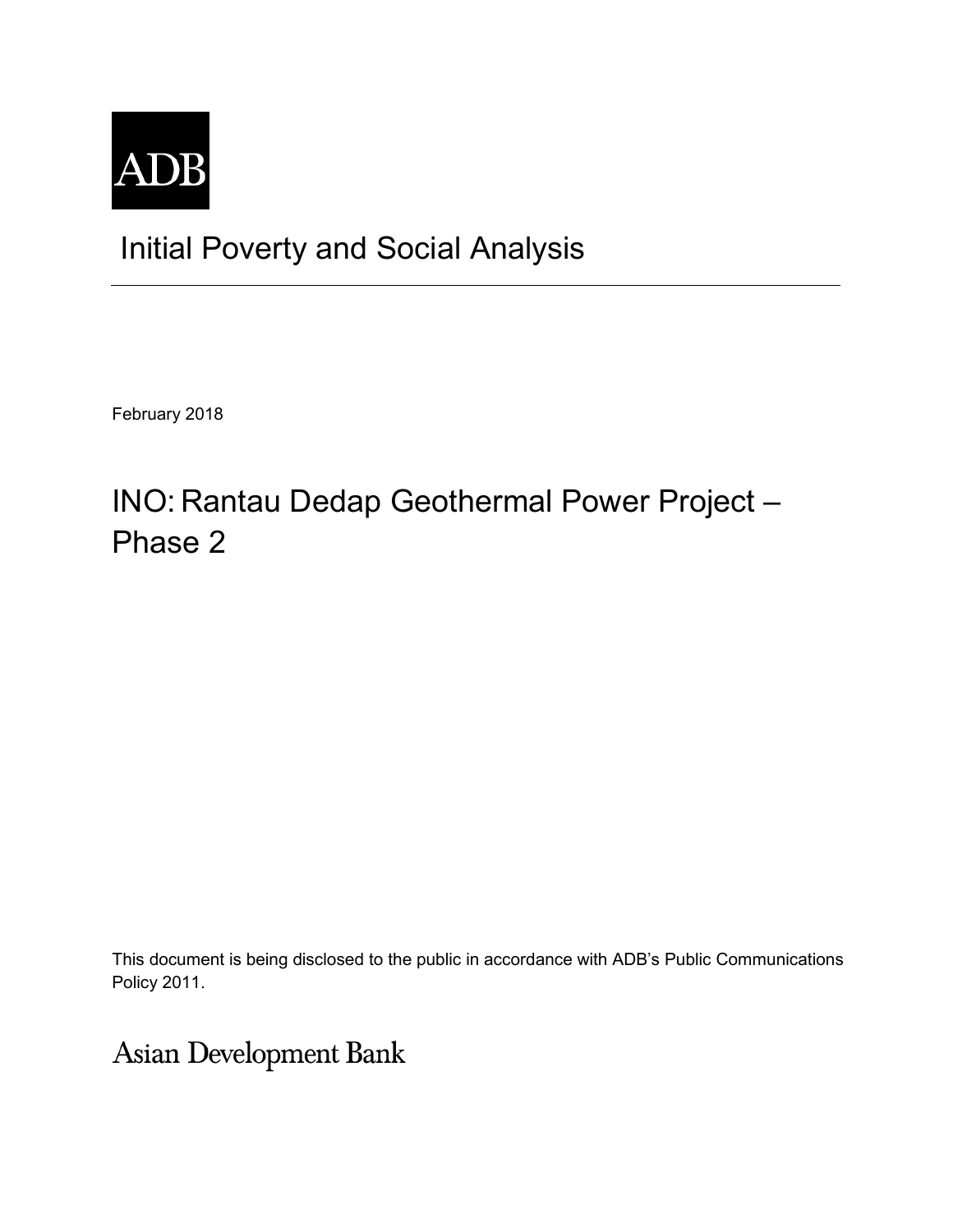ADB

# Initial Poverty and Social Analysis

February 2018

## INO: Rantau Dedap Geothermal Power Project – Phase 2

This document is being disclosed to the public in accordance with ADB's Public Communications Policy 2011.

Asian Development Bank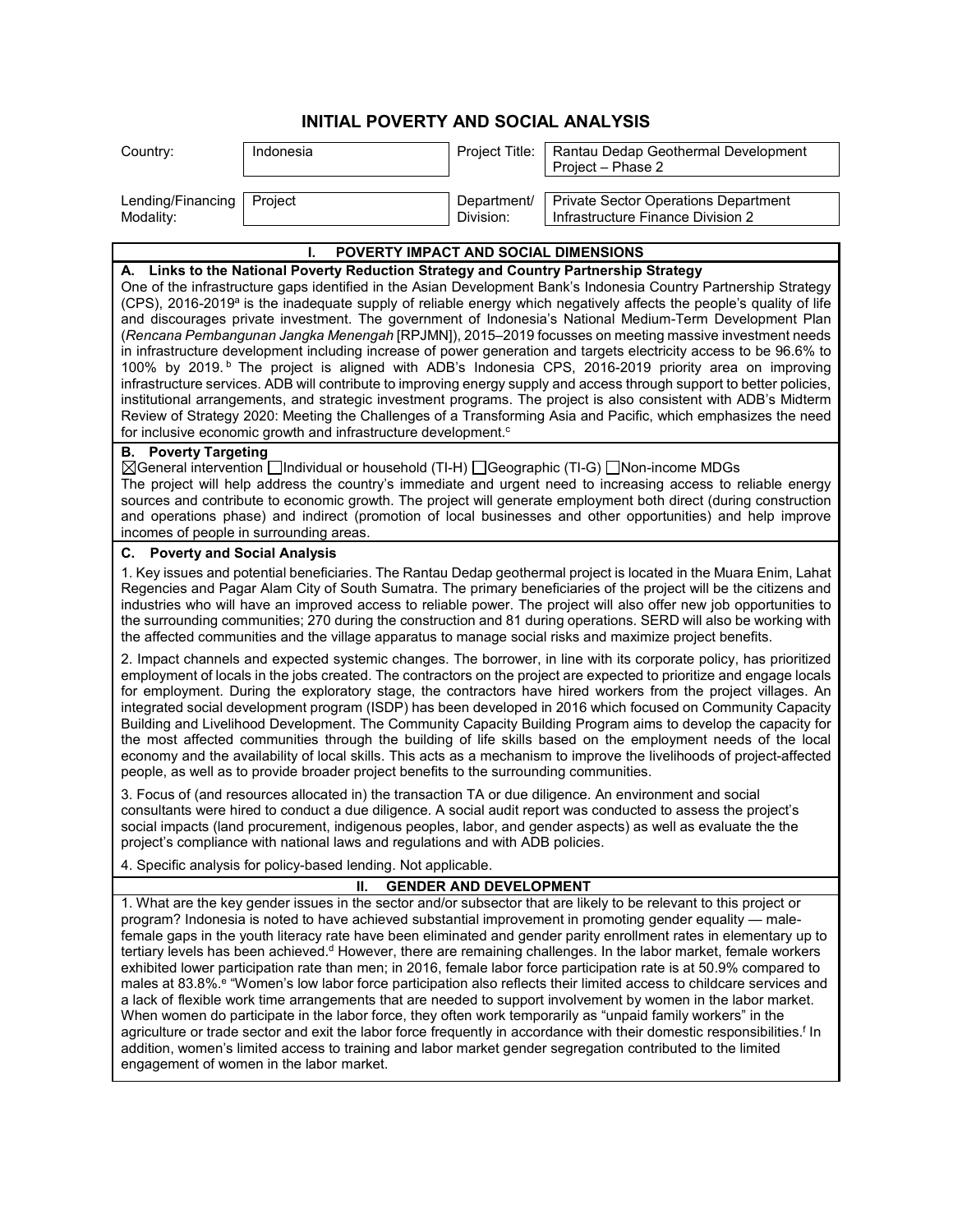# INITIAL POVERTY AND SOCIAL ANALYSIS

| Country: | Indonesia | Project Title: | Rantau Dedap Geothermal Development Project – Phase 2 |
|---|---|---|---|
| Lending/Financing Modality: | Project | Department/ Division: | Private Sector Operations Department Infrastructure Finance Division 2 |

## I. POVERTY IMPACT AND SOCIAL DIMENSIONS

### A. Links to the National Poverty Reduction Strategy and Country Partnership Strategy

One of the infrastructure gaps identified in the Asian Development Bank's Indonesia Country Partnership Strategy (CPS), 2016-2019[a] is the inadequate supply of reliable energy which negatively affects the people's quality of life and discourages private investment. The government of Indonesia's National Medium-Term Development Plan (*Rencana Pembangunan Jangka Menengah* [RPJMN]), 2015–2019 focusses on meeting massive investment needs in infrastructure development including increase of power generation and targets electricity access to be 96.6% to 100% by 2019.[b] The project is aligned with ADB's Indonesia CPS, 2016-2019 priority area on improving infrastructure services. ADB will contribute to improving energy supply and access through support to better policies, institutional arrangements, and strategic investment programs. The project is also consistent with ADB's Midterm Review of Strategy 2020: Meeting the Challenges of a Transforming Asia and Pacific, which emphasizes the need for inclusive economic growth and infrastructure development.[c]

### B. Poverty Targeting

☒General intervention ☐Individual or household (TI-H) ☐Geographic (TI-G) ☐Non-income MDGs

The project will help address the country's immediate and urgent need to increasing access to reliable energy sources and contribute to economic growth. The project will generate employment both direct (during construction and operations phase) and indirect (promotion of local businesses and other opportunities) and help improve incomes of people in surrounding areas.

### C. Poverty and Social Analysis

1. Key issues and potential beneficiaries. The Rantau Dedap geothermal project is located in the Muara Enim, Lahat Regencies and Pagar Alam City of South Sumatra. The primary beneficiaries of the project will be the citizens and industries who will have an improved access to reliable power. The project will also offer new job opportunities to the surrounding communities; 270 during the construction and 81 during operations. SERD will also be working with the affected communities and the village apparatus to manage social risks and maximize project benefits.

2. Impact channels and expected systemic changes. The borrower, in line with its corporate policy, has prioritized employment of locals in the jobs created. The contractors on the project are expected to prioritize and engage locals for employment. During the exploratory stage, the contractors have hired workers from the project villages. An integrated social development program (ISDP) has been developed in 2016 which focused on Community Capacity Building and Livelihood Development. The Community Capacity Building Program aims to develop the capacity for the most affected communities through the building of life skills based on the employment needs of the local economy and the availability of local skills. This acts as a mechanism to improve the livelihoods of project-affected people, as well as to provide broader project benefits to the surrounding communities.

3. Focus of (and resources allocated in) the transaction TA or due diligence. An environment and social consultants were hired to conduct a due diligence. A social audit report was conducted to assess the project's social impacts (land procurement, indigenous peoples, labor, and gender aspects) as well as evaluate the the project's compliance with national laws and regulations and with ADB policies.

4. Specific analysis for policy-based lending. Not applicable.

## II. GENDER AND DEVELOPMENT

1. What are the key gender issues in the sector and/or subsector that are likely to be relevant to this project or program? Indonesia is noted to have achieved substantial improvement in promoting gender equality — male-female gaps in the youth literacy rate have been eliminated and gender parity enrollment rates in elementary up to tertiary levels has been achieved.[d] However, there are remaining challenges. In the labor market, female workers exhibited lower participation rate than men; in 2016, female labor force participation rate is at 50.9% compared to males at 83.8%.[e] "Women's low labor force participation also reflects their limited access to childcare services and a lack of flexible work time arrangements that are needed to support involvement by women in the labor market. When women do participate in the labor force, they often work temporarily as "unpaid family workers" in the agriculture or trade sector and exit the labor force frequently in accordance with their domestic responsibilities.[f] In addition, women's limited access to training and labor market gender segregation contributed to the limited engagement of women in the labor market.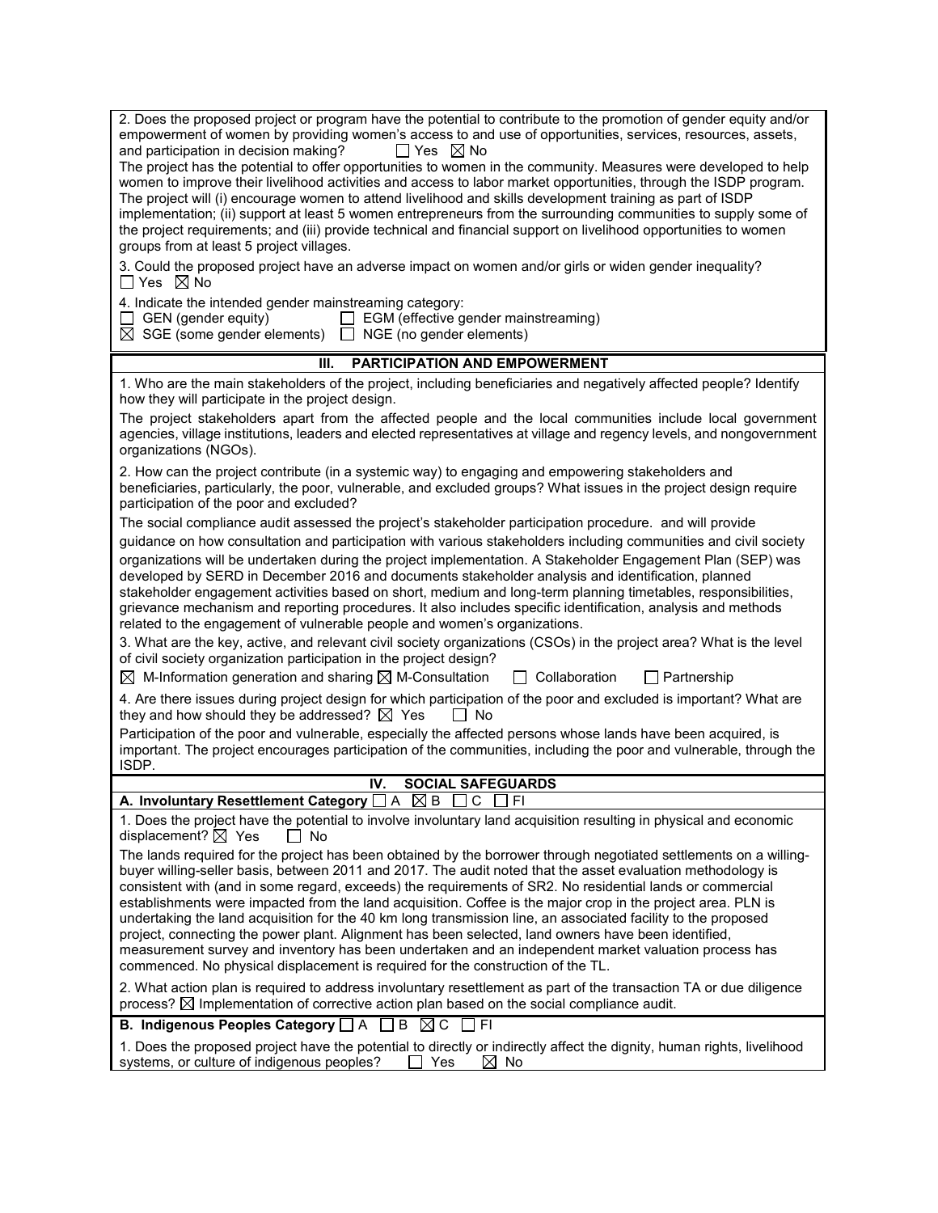2. Does the proposed project or program have the potential to contribute to the promotion of gender equity and/or empowerment of women by providing women's access to and use of opportunities, services, resources, assets, and participation in decision making? ☐ Yes ☒ No

The project has the potential to offer opportunities to women in the community. Measures were developed to help women to improve their livelihood activities and access to labor market opportunities, through the ISDP program. The project will (i) encourage women to attend livelihood and skills development training as part of ISDP implementation; (ii) support at least 5 women entrepreneurs from the surrounding communities to supply some of the project requirements; and (iii) provide technical and financial support on livelihood opportunities to women groups from at least 5 project villages.

3. Could the proposed project have an adverse impact on women and/or girls or widen gender inequality?
☐ Yes ☒ No

4. Indicate the intended gender mainstreaming category:
☐ GEN (gender equity) ☐ EGM (effective gender mainstreaming)
☒ SGE (some gender elements) ☐ NGE (no gender elements)

## III. PARTICIPATION AND EMPOWERMENT

1. Who are the main stakeholders of the project, including beneficiaries and negatively affected people? Identify how they will participate in the project design.

The project stakeholders apart from the affected people and the local communities include local government agencies, village institutions, leaders and elected representatives at village and regency levels, and nongovernment organizations (NGOs).

2. How can the project contribute (in a systemic way) to engaging and empowering stakeholders and beneficiaries, particularly, the poor, vulnerable, and excluded groups? What issues in the project design require participation of the poor and excluded?

The social compliance audit assessed the project's stakeholder participation procedure. and will provide guidance on how consultation and participation with various stakeholders including communities and civil society organizations will be undertaken during the project implementation. A Stakeholder Engagement Plan (SEP) was developed by SERD in December 2016 and documents stakeholder analysis and identification, planned stakeholder engagement activities based on short, medium and long-term planning timetables, responsibilities, grievance mechanism and reporting procedures. It also includes specific identification, analysis and methods related to the engagement of vulnerable people and women's organizations.

3. What are the key, active, and relevant civil society organizations (CSOs) in the project area? What is the level of civil society organization participation in the project design?

☒ M-Information generation and sharing ☒ M-Consultation ☐ Collaboration ☐ Partnership

4. Are there issues during project design for which participation of the poor and excluded is important? What are they and how should they be addressed? ☒ Yes ☐ No

Participation of the poor and vulnerable, especially the affected persons whose lands have been acquired, is important. The project encourages participation of the communities, including the poor and vulnerable, through the ISDP.

## IV. SOCIAL SAFEGUARDS

**A. Involuntary Resettlement Category** ☐ A ☒ B ☐ C ☐ FI

1. Does the project have the potential to involve involuntary land acquisition resulting in physical and economic displacement? ☒ Yes ☐ No

The lands required for the project has been obtained by the borrower through negotiated settlements on a willing-buyer willing-seller basis, between 2011 and 2017. The audit noted that the asset evaluation methodology is consistent with (and in some regard, exceeds) the requirements of SR2. No residential lands or commercial establishments were impacted from the land acquisition. Coffee is the major crop in the project area. PLN is undertaking the land acquisition for the 40 km long transmission line, an associated facility to the proposed project, connecting the power plant. Alignment has been selected, land owners have been identified, measurement survey and inventory has been undertaken and an independent market valuation process has commenced. No physical displacement is required for the construction of the TL.

2. What action plan is required to address involuntary resettlement as part of the transaction TA or due diligence process? ☒ Implementation of corrective action plan based on the social compliance audit.

**B. Indigenous Peoples Category** ☐ A ☐ B ☒ C ☐ FI

1. Does the proposed project have the potential to directly or indirectly affect the dignity, human rights, livelihood systems, or culture of indigenous peoples? ☐ Yes ☒ No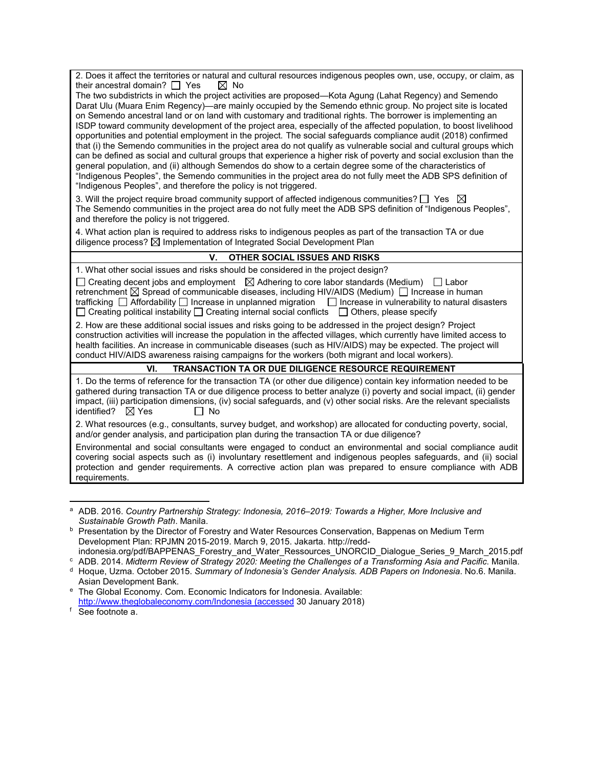2. Does it affect the territories or natural and cultural resources indigenous peoples own, use, occupy, or claim, as their ancestral domain? ☐ Yes ☒ No

The two subdistricts in which the project activities are proposed—Kota Agung (Lahat Regency) and Semendo Darat Ulu (Muara Enim Regency)—are mainly occupied by the Semendo ethnic group. No project site is located on Semendo ancestral land or on land with customary and traditional rights. The borrower is implementing an ISDP toward community development of the project area, especially of the affected population, to boost livelihood opportunities and potential employment in the project. The social safeguards compliance audit (2018) confirmed that (i) the Semendo communities in the project area do not qualify as vulnerable social and cultural groups which can be defined as social and cultural groups that experience a higher risk of poverty and social exclusion than the general population, and (ii) although Semendos do show to a certain degree some of the characteristics of "Indigenous Peoples", the Semendo communities in the project area do not fully meet the ADB SPS definition of "Indigenous Peoples", and therefore the policy is not triggered.

3. Will the project require broad community support of affected indigenous communities? ☐ Yes ☒

The Semendo communities in the project area do not fully meet the ADB SPS definition of "Indigenous Peoples", and therefore the policy is not triggered.

4. What action plan is required to address risks to indigenous peoples as part of the transaction TA or due diligence process? ☒ Implementation of Integrated Social Development Plan

## V. OTHER SOCIAL ISSUES AND RISKS

1. What other social issues and risks should be considered in the project design?

☐ Creating decent jobs and employment ☒ Adhering to core labor standards (Medium) ☐ Labor retrenchment ☒ Spread of communicable diseases, including HIV/AIDS (Medium) ☐ Increase in human trafficking ☐ Affordability ☐ Increase in unplanned migration ☐ Increase in vulnerability to natural disasters ☐ Creating political instability ☐ Creating internal social conflicts ☐ Others, please specify

2. How are these additional social issues and risks going to be addressed in the project design? Project construction activities will increase the population in the affected villages, which currently have limited access to health facilities. An increase in communicable diseases (such as HIV/AIDS) may be expected. The project will conduct HIV/AIDS awareness raising campaigns for the workers (both migrant and local workers).

## VI. TRANSACTION TA OR DUE DILIGENCE RESOURCE REQUIREMENT

1. Do the terms of reference for the transaction TA (or other due diligence) contain key information needed to be gathered during transaction TA or due diligence process to better analyze (i) poverty and social impact, (ii) gender impact, (iii) participation dimensions, (iv) social safeguards, and (v) other social risks. Are the relevant specialists identified? ☒ Yes ☐ No

2. What resources (e.g., consultants, survey budget, and workshop) are allocated for conducting poverty, social, and/or gender analysis, and participation plan during the transaction TA or due diligence?

Environmental and social consultants were engaged to conduct an environmental and social compliance audit covering social aspects such as (i) involuntary resettlement and indigenous peoples safeguards, and (ii) social protection and gender requirements. A corrective action plan was prepared to ensure compliance with ADB requirements.

---

[a] ADB. 2016. *Country Partnership Strategy: Indonesia, 2016–2019: Towards a Higher, More Inclusive and Sustainable Growth Path*. Manila.

[b] Presentation by the Director of Forestry and Water Resources Conservation, Bappenas on Medium Term Development Plan: RPJMN 2015-2019. March 9, 2015. Jakarta. http://redd-indonesia.org/pdf/BAPPENAS_Forestry_and_Water_Ressources_UNORCID_Dialogue_Series_9_March_2015.pdf

[c] ADB. 2014. *Midterm Review of Strategy 2020: Meeting the Challenges of a Transforming Asia and Pacific*. Manila.

[d] Hoque, Uzma. October 2015. *Summary of Indonesia's Gender Analysis. ADB Papers on Indonesia*. No.6. Manila. Asian Development Bank.

[e] The Global Economy. Com. Economic Indicators for Indonesia. Available: http://www.theglobaleconomy.com/Indonesia (accessed 30 January 2018)

[f] See footnote a.